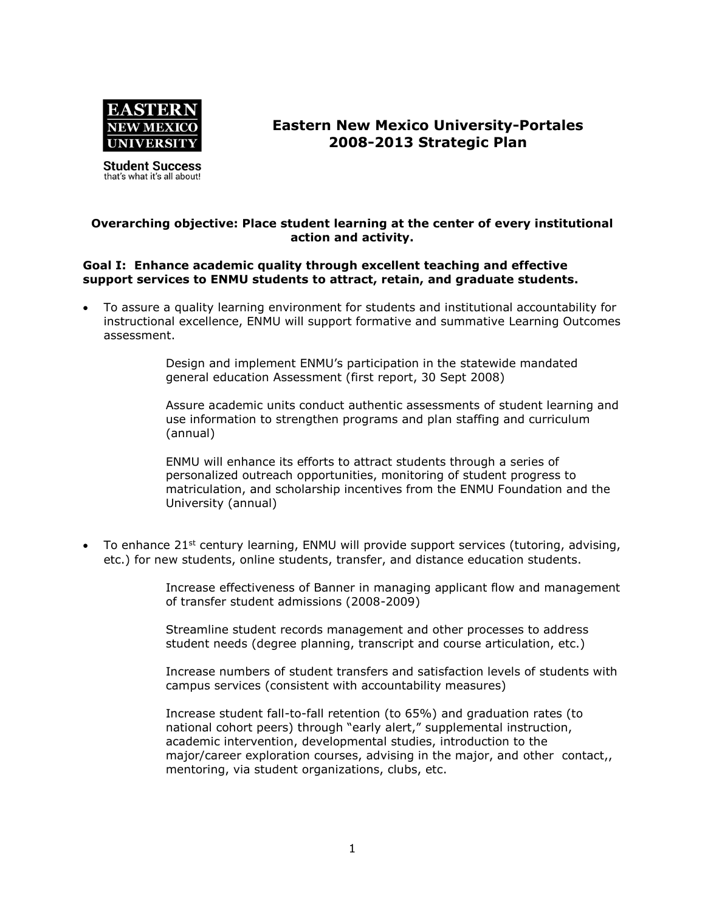EASTERN NEW MEXICO UNIVERSITY

Student Success
that's what it's all about!

# Eastern New Mexico University-Portales 2008-2013 Strategic Plan

**Overarching objective: Place student learning at the center of every institutional action and activity.**

**Goal I: Enhance academic quality through excellent teaching and effective support services to ENMU students to attract, retain, and graduate students.**

- To assure a quality learning environment for students and institutional accountability for instructional excellence, ENMU will support formative and summative Learning Outcomes assessment.

  Design and implement ENMU's participation in the statewide mandated general education Assessment (first report, 30 Sept 2008)

  Assure academic units conduct authentic assessments of student learning and use information to strengthen programs and plan staffing and curriculum (annual)

  ENMU will enhance its efforts to attract students through a series of personalized outreach opportunities, monitoring of student progress to matriculation, and scholarship incentives from the ENMU Foundation and the University (annual)

- To enhance 21st century learning, ENMU will provide support services (tutoring, advising, etc.) for new students, online students, transfer, and distance education students.

  Increase effectiveness of Banner in managing applicant flow and management of transfer student admissions (2008-2009)

  Streamline student records management and other processes to address student needs (degree planning, transcript and course articulation, etc.)

  Increase numbers of student transfers and satisfaction levels of students with campus services (consistent with accountability measures)

  Increase student fall-to-fall retention (to 65%) and graduation rates (to national cohort peers) through "early alert," supplemental instruction, academic intervention, developmental studies, introduction to the major/career exploration courses, advising in the major, and other contact,, mentoring, via student organizations, clubs, etc.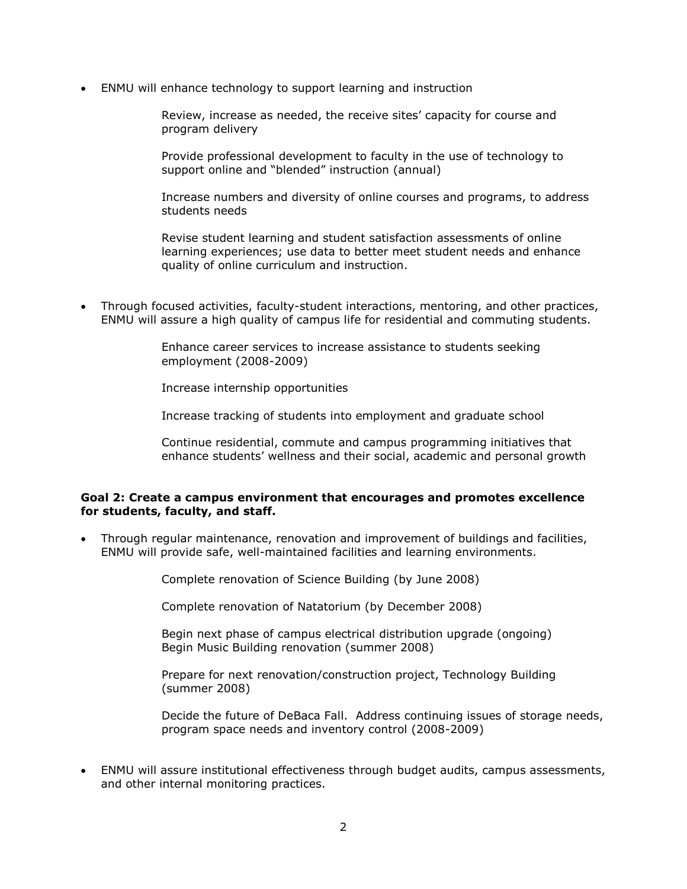- ENMU will enhance technology to support learning and instruction

  Review, increase as needed, the receive sites' capacity for course and program delivery

  Provide professional development to faculty in the use of technology to support online and "blended" instruction (annual)

  Increase numbers and diversity of online courses and programs, to address students needs

  Revise student learning and student satisfaction assessments of online learning experiences; use data to better meet student needs and enhance quality of online curriculum and instruction.

- Through focused activities, faculty-student interactions, mentoring, and other practices, ENMU will assure a high quality of campus life for residential and commuting students.

  Enhance career services to increase assistance to students seeking employment (2008-2009)

  Increase internship opportunities

  Increase tracking of students into employment and graduate school

  Continue residential, commute and campus programming initiatives that enhance students' wellness and their social, academic and personal growth

**Goal 2: Create a campus environment that encourages and promotes excellence for students, faculty, and staff.**

- Through regular maintenance, renovation and improvement of buildings and facilities, ENMU will provide safe, well-maintained facilities and learning environments.

  Complete renovation of Science Building (by June 2008)

  Complete renovation of Natatorium (by December 2008)

  Begin next phase of campus electrical distribution upgrade (ongoing)
  Begin Music Building renovation (summer 2008)

  Prepare for next renovation/construction project, Technology Building (summer 2008)

  Decide the future of DeBaca Fall. Address continuing issues of storage needs, program space needs and inventory control (2008-2009)

- ENMU will assure institutional effectiveness through budget audits, campus assessments, and other internal monitoring practices.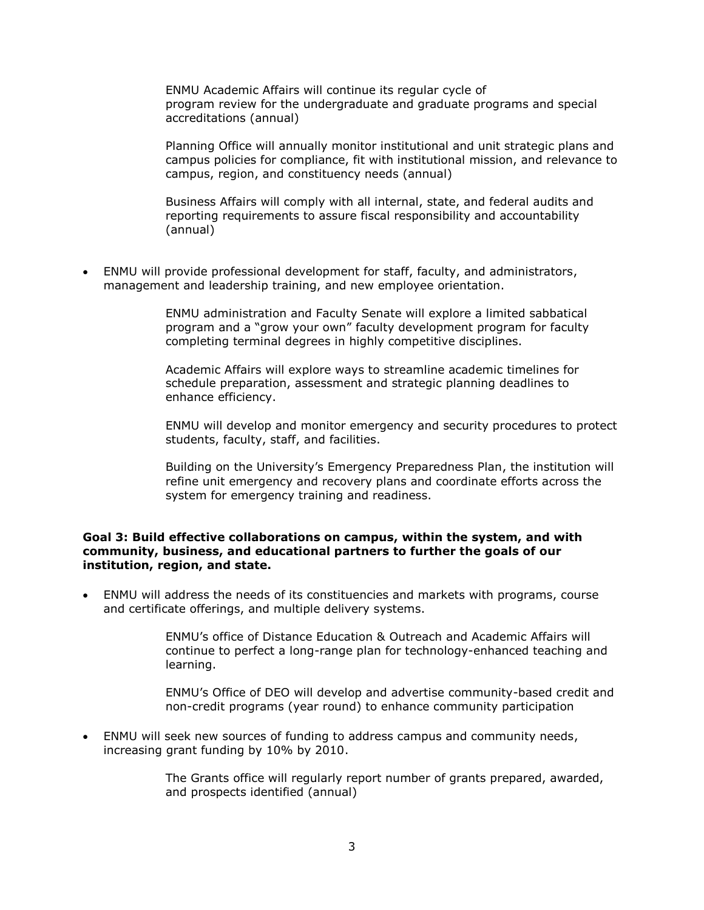ENMU Academic Affairs will continue its regular cycle of program review for the undergraduate and graduate programs and special accreditations (annual)

Planning Office will annually monitor institutional and unit strategic plans and campus policies for compliance, fit with institutional mission, and relevance to campus, region, and constituency needs (annual)

Business Affairs will comply with all internal, state, and federal audits and reporting requirements to assure fiscal responsibility and accountability (annual)

- ENMU will provide professional development for staff, faculty, and administrators, management and leadership training, and new employee orientation.

  ENMU administration and Faculty Senate will explore a limited sabbatical program and a "grow your own" faculty development program for faculty completing terminal degrees in highly competitive disciplines.

  Academic Affairs will explore ways to streamline academic timelines for schedule preparation, assessment and strategic planning deadlines to enhance efficiency.

  ENMU will develop and monitor emergency and security procedures to protect students, faculty, staff, and facilities.

  Building on the University's Emergency Preparedness Plan, the institution will refine unit emergency and recovery plans and coordinate efforts across the system for emergency training and readiness.

**Goal 3: Build effective collaborations on campus, within the system, and with community, business, and educational partners to further the goals of our institution, region, and state.**

- ENMU will address the needs of its constituencies and markets with programs, course and certificate offerings, and multiple delivery systems.

  ENMU's office of Distance Education & Outreach and Academic Affairs will continue to perfect a long-range plan for technology-enhanced teaching and learning.

  ENMU's Office of DEO will develop and advertise community-based credit and non-credit programs (year round) to enhance community participation

- ENMU will seek new sources of funding to address campus and community needs, increasing grant funding by 10% by 2010.

  The Grants office will regularly report number of grants prepared, awarded, and prospects identified (annual)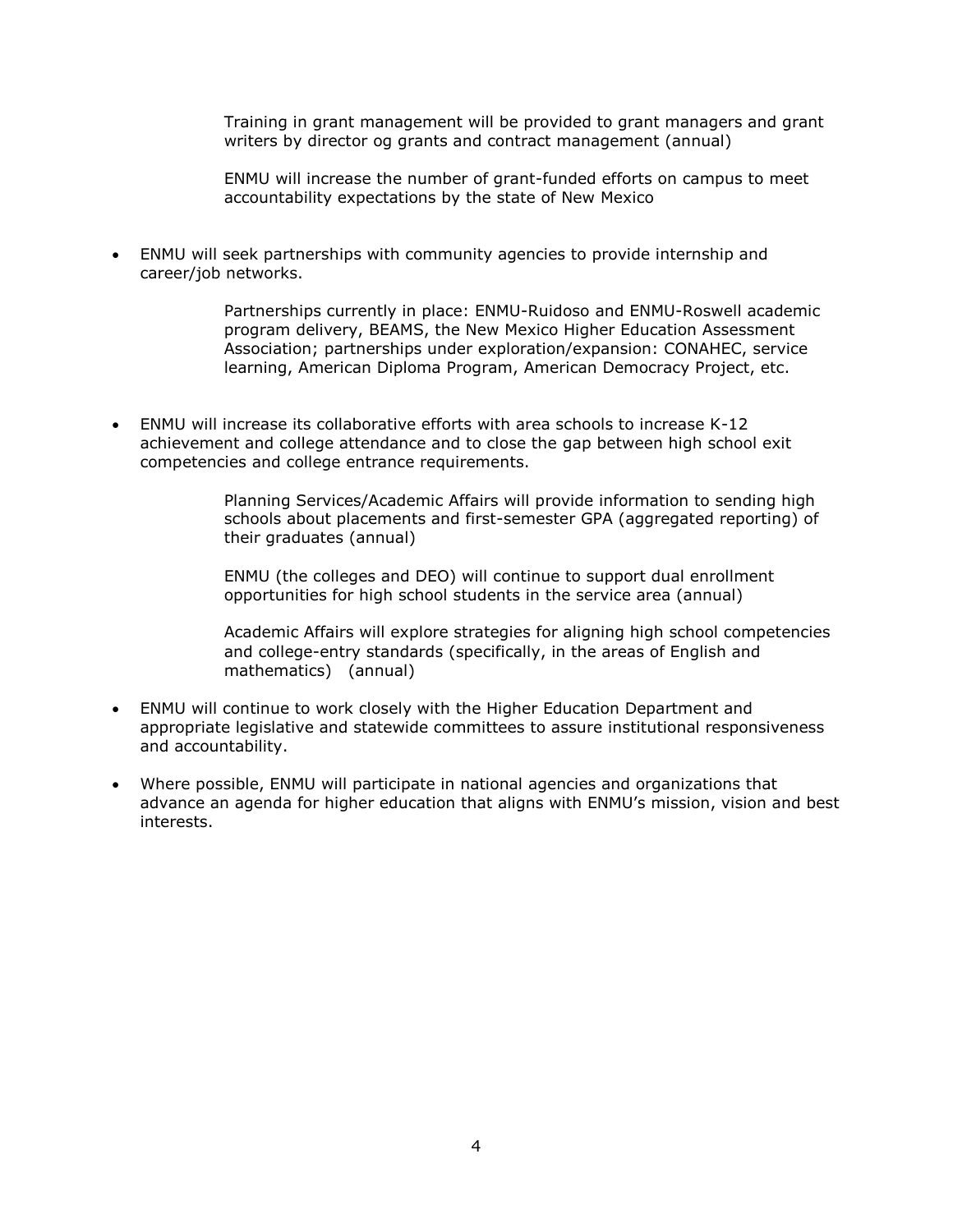Training in grant management will be provided to grant managers and grant writers by director og grants and contract management (annual)

ENMU will increase the number of grant-funded efforts on campus to meet accountability expectations by the state of New Mexico

- ENMU will seek partnerships with community agencies to provide internship and career/job networks.

  Partnerships currently in place: ENMU-Ruidoso and ENMU-Roswell academic program delivery, BEAMS, the New Mexico Higher Education Assessment Association; partnerships under exploration/expansion: CONAHEC, service learning, American Diploma Program, American Democracy Project, etc.

- ENMU will increase its collaborative efforts with area schools to increase K-12 achievement and college attendance and to close the gap between high school exit competencies and college entrance requirements.

  Planning Services/Academic Affairs will provide information to sending high schools about placements and first-semester GPA (aggregated reporting) of their graduates (annual)

  ENMU (the colleges and DEO) will continue to support dual enrollment opportunities for high school students in the service area (annual)

  Academic Affairs will explore strategies for aligning high school competencies and college-entry standards (specifically, in the areas of English and mathematics) (annual)

- ENMU will continue to work closely with the Higher Education Department and appropriate legislative and statewide committees to assure institutional responsiveness and accountability.

- Where possible, ENMU will participate in national agencies and organizations that advance an agenda for higher education that aligns with ENMU's mission, vision and best interests.